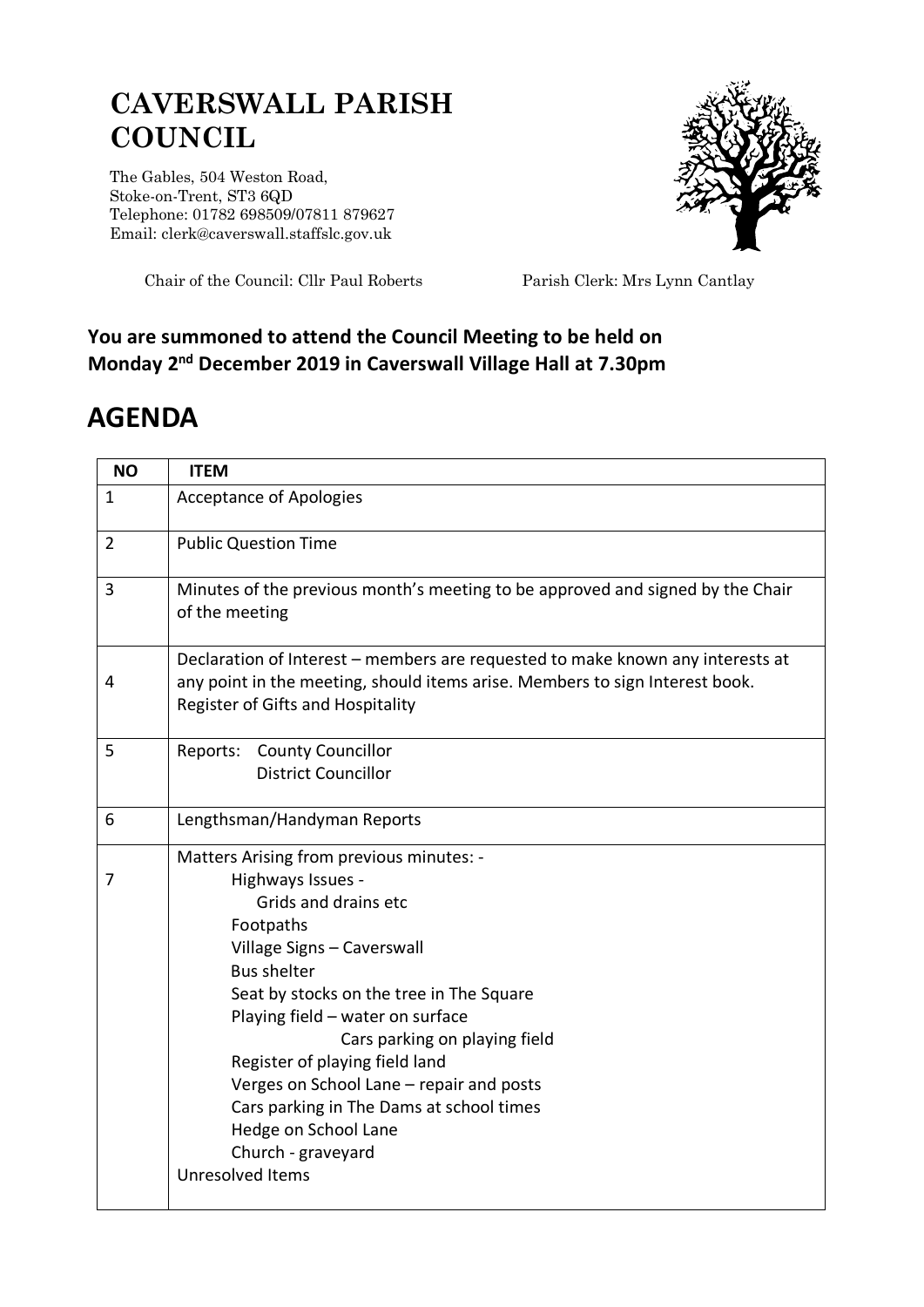# CAVERSWALL PARISH COUNCIL

The Gables, 504 Weston Road,
Stoke-on-Trent, ST3 6QD
Telephone: 01782 698509/07811 879627
Email: clerk@caverswall.staffslc.gov.uk

Chair of the Council: Cllr Paul Roberts          Parish Clerk: Mrs Lynn Cantlay

**You are summoned to attend the Council Meeting to be held on Monday 2nd December 2019 in Caverswall Village Hall at 7.30pm**

# AGENDA

| NO | ITEM |
|---|---|
| 1 | Acceptance of Apologies |
| 2 | Public Question Time |
| 3 | Minutes of the previous month's meeting to be approved and signed by the Chair of the meeting |
| 4 | Declaration of Interest – members are requested to make known any interests at any point in the meeting, should items arise. Members to sign Interest book. Register of Gifts and Hospitality |
| 5 | Reports: County Councillor<br>District Councillor |
| 6 | Lengthsman/Handyman Reports |
| 7 | Matters Arising from previous minutes: -<br>Highways Issues -<br>Grids and drains etc<br>Footpaths<br>Village Signs – Caverswall<br>Bus shelter<br>Seat by stocks on the tree in The Square<br>Playing field – water on surface<br>Cars parking on playing field<br>Register of playing field land<br>Verges on School Lane – repair and posts<br>Cars parking in The Dams at school times<br>Hedge on School Lane<br>Church - graveyard<br>Unresolved Items |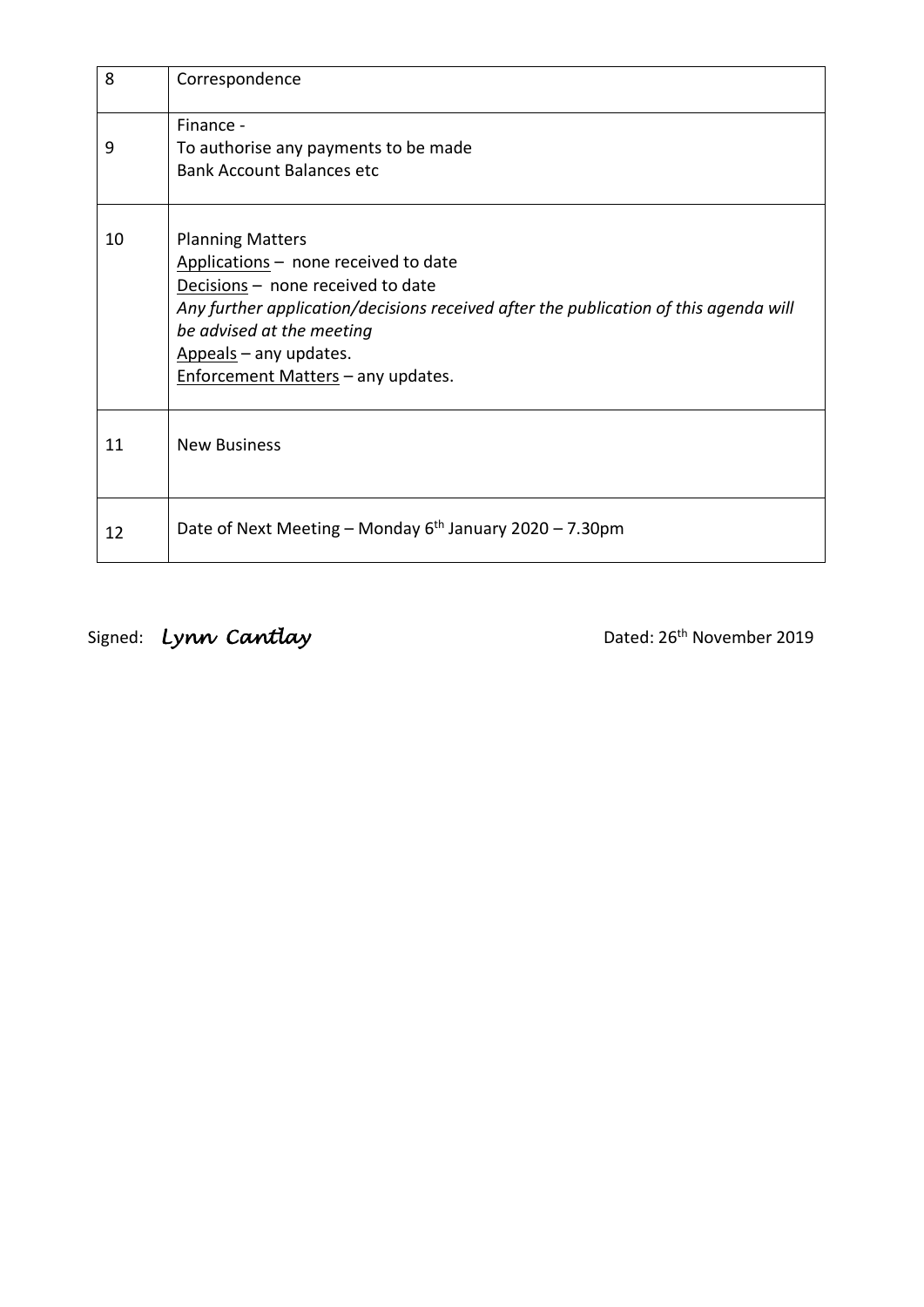| | |
|---|---|
| 8 | Correspondence |
| 9 | Finance -<br>To authorise any payments to be made<br>Bank Account Balances etc |
| 10 | Planning Matters<br>Applications – none received to date<br>Decisions – none received to date<br>*Any further application/decisions received after the publication of this agenda will be advised at the meeting*<br>Appeals – any updates.<br>Enforcement Matters – any updates. |
| 11 | New Business |
| 12 | Date of Next Meeting – Monday 6th January 2020 – 7.30pm |

Signed: *Lynn Cantlay* Dated: 26th November 2019